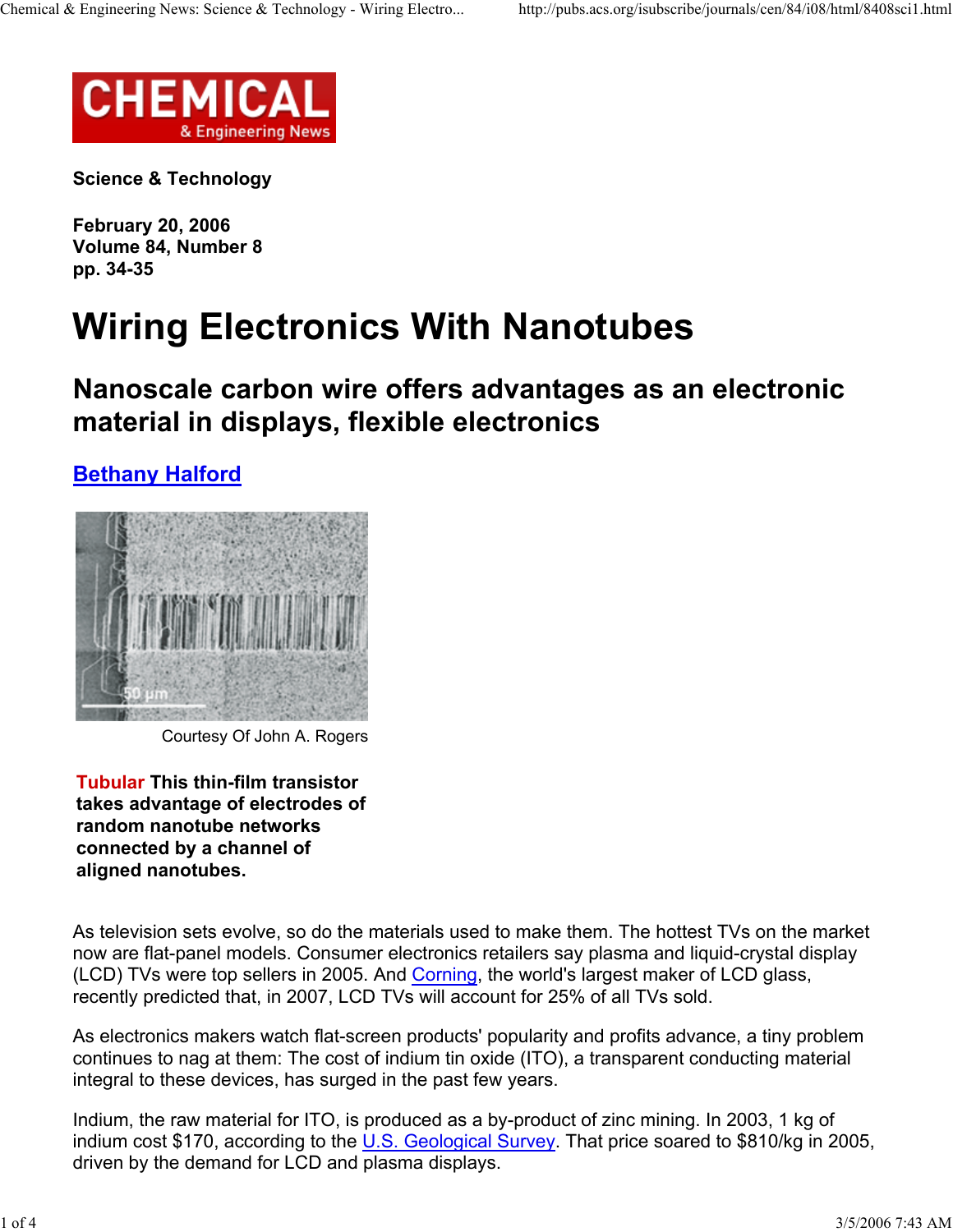# CHEMICAL & Engineering News

**Science & Technology**

**February 20, 2006**
**Volume 84, Number 8**
**pp. 34-35**

# Wiring Electronics With Nanotubes

## Nanoscale carbon wire offers advantages as an electronic material in displays, flexible electronics

**Bethany Halford**

Courtesy Of John A. Rogers

**Tubular This thin-film transistor takes advantage of electrodes of random nanotube networks connected by a channel of aligned nanotubes.**

As television sets evolve, so do the materials used to make them. The hottest TVs on the market now are flat-panel models. Consumer electronics retailers say plasma and liquid-crystal display (LCD) TVs were top sellers in 2005. And Corning, the world's largest maker of LCD glass, recently predicted that, in 2007, LCD TVs will account for 25% of all TVs sold.

As electronics makers watch flat-screen products' popularity and profits advance, a tiny problem continues to nag at them: The cost of indium tin oxide (ITO), a transparent conducting material integral to these devices, has surged in the past few years.

Indium, the raw material for ITO, is produced as a by-product of zinc mining. In 2003, 1 kg of indium cost $170, according to the U.S. Geological Survey. That price soared to $810/kg in 2005, driven by the demand for LCD and plasma displays.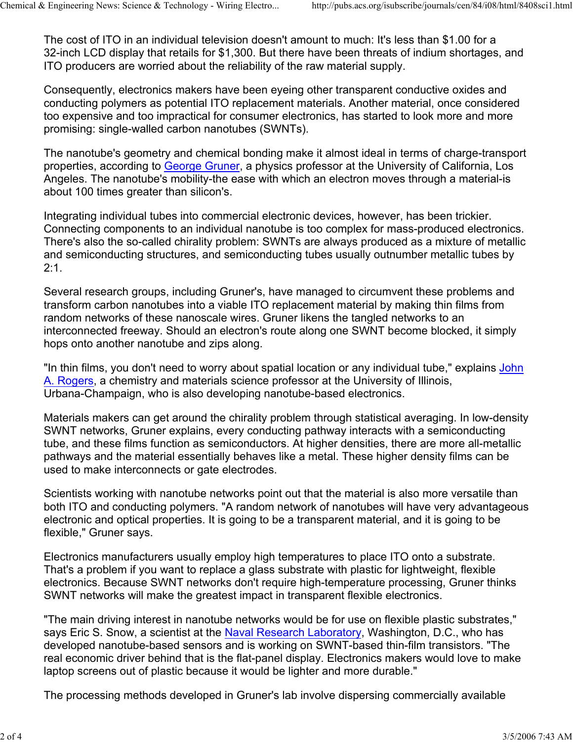The cost of ITO in an individual television doesn't amount to much: It's less than $1.00 for a 32-inch LCD display that retails for $1,300. But there have been threats of indium shortages, and ITO producers are worried about the reliability of the raw material supply.

Consequently, electronics makers have been eyeing other transparent conductive oxides and conducting polymers as potential ITO replacement materials. Another material, once considered too expensive and too impractical for consumer electronics, has started to look more and more promising: single-walled carbon nanotubes (SWNTs).

The nanotube's geometry and chemical bonding make it almost ideal in terms of charge-transport properties, according to George Gruner, a physics professor at the University of California, Los Angeles. The nanotube's mobility-the ease with which an electron moves through a material-is about 100 times greater than silicon's.

Integrating individual tubes into commercial electronic devices, however, has been trickier. Connecting components to an individual nanotube is too complex for mass-produced electronics. There's also the so-called chirality problem: SWNTs are always produced as a mixture of metallic and semiconducting structures, and semiconducting tubes usually outnumber metallic tubes by 2:1.

Several research groups, including Gruner's, have managed to circumvent these problems and transform carbon nanotubes into a viable ITO replacement material by making thin films from random networks of these nanoscale wires. Gruner likens the tangled networks to an interconnected freeway. Should an electron's route along one SWNT become blocked, it simply hops onto another nanotube and zips along.

"In thin films, you don't need to worry about spatial location or any individual tube," explains John A. Rogers, a chemistry and materials science professor at the University of Illinois, Urbana-Champaign, who is also developing nanotube-based electronics.

Materials makers can get around the chirality problem through statistical averaging. In low-density SWNT networks, Gruner explains, every conducting pathway interacts with a semiconducting tube, and these films function as semiconductors. At higher densities, there are more all-metallic pathways and the material essentially behaves like a metal. These higher density films can be used to make interconnects or gate electrodes.

Scientists working with nanotube networks point out that the material is also more versatile than both ITO and conducting polymers. "A random network of nanotubes will have very advantageous electronic and optical properties. It is going to be a transparent material, and it is going to be flexible," Gruner says.

Electronics manufacturers usually employ high temperatures to place ITO onto a substrate. That's a problem if you want to replace a glass substrate with plastic for lightweight, flexible electronics. Because SWNT networks don't require high-temperature processing, Gruner thinks SWNT networks will make the greatest impact in transparent flexible electronics.

"The main driving interest in nanotube networks would be for use on flexible plastic substrates," says Eric S. Snow, a scientist at the Naval Research Laboratory, Washington, D.C., who has developed nanotube-based sensors and is working on SWNT-based thin-film transistors. "The real economic driver behind that is the flat-panel display. Electronics makers would love to make laptop screens out of plastic because it would be lighter and more durable."

The processing methods developed in Gruner's lab involve dispersing commercially available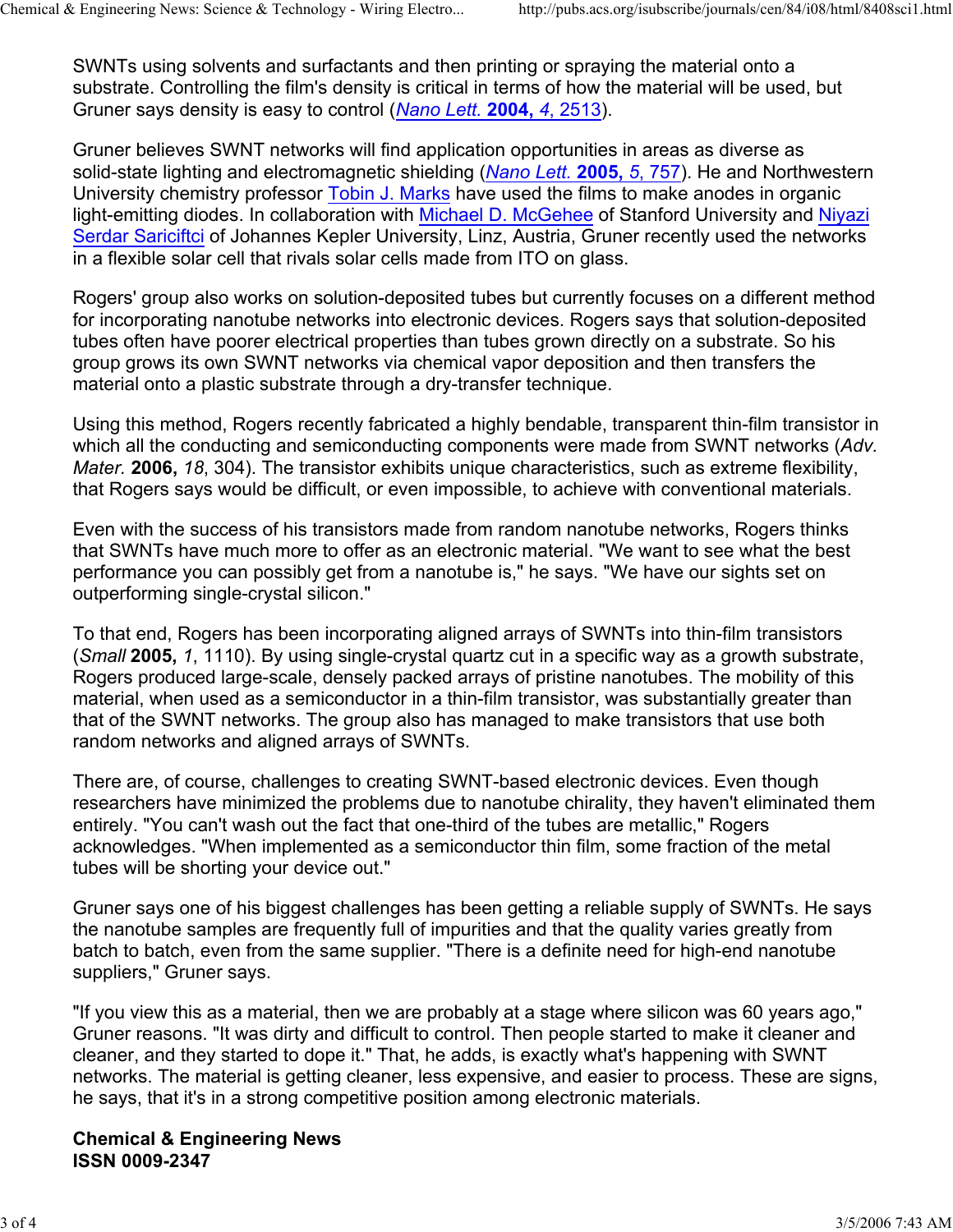SWNTs using solvents and surfactants and then printing or spraying the material onto a substrate. Controlling the film's density is critical in terms of how the material will be used, but Gruner says density is easy to control (*Nano Lett.* **2004,** *4*, 2513).

Gruner believes SWNT networks will find application opportunities in areas as diverse as solid-state lighting and electromagnetic shielding (*Nano Lett.* **2005,** *5*, 757). He and Northwestern University chemistry professor Tobin J. Marks have used the films to make anodes in organic light-emitting diodes. In collaboration with Michael D. McGehee of Stanford University and Niyazi Serdar Sariciftci of Johannes Kepler University, Linz, Austria, Gruner recently used the networks in a flexible solar cell that rivals solar cells made from ITO on glass.

Rogers' group also works on solution-deposited tubes but currently focuses on a different method for incorporating nanotube networks into electronic devices. Rogers says that solution-deposited tubes often have poorer electrical properties than tubes grown directly on a substrate. So his group grows its own SWNT networks via chemical vapor deposition and then transfers the material onto a plastic substrate through a dry-transfer technique.

Using this method, Rogers recently fabricated a highly bendable, transparent thin-film transistor in which all the conducting and semiconducting components were made from SWNT networks (*Adv. Mater.* **2006,** *18*, 304). The transistor exhibits unique characteristics, such as extreme flexibility, that Rogers says would be difficult, or even impossible, to achieve with conventional materials.

Even with the success of his transistors made from random nanotube networks, Rogers thinks that SWNTs have much more to offer as an electronic material. "We want to see what the best performance you can possibly get from a nanotube is," he says. "We have our sights set on outperforming single-crystal silicon."

To that end, Rogers has been incorporating aligned arrays of SWNTs into thin-film transistors (*Small* **2005,** *1*, 1110). By using single-crystal quartz cut in a specific way as a growth substrate, Rogers produced large-scale, densely packed arrays of pristine nanotubes. The mobility of this material, when used as a semiconductor in a thin-film transistor, was substantially greater than that of the SWNT networks. The group also has managed to make transistors that use both random networks and aligned arrays of SWNTs.

There are, of course, challenges to creating SWNT-based electronic devices. Even though researchers have minimized the problems due to nanotube chirality, they haven't eliminated them entirely. "You can't wash out the fact that one-third of the tubes are metallic," Rogers acknowledges. "When implemented as a semiconductor thin film, some fraction of the metal tubes will be shorting your device out."

Gruner says one of his biggest challenges has been getting a reliable supply of SWNTs. He says the nanotube samples are frequently full of impurities and that the quality varies greatly from batch to batch, even from the same supplier. "There is a definite need for high-end nanotube suppliers," Gruner says.

"If you view this as a material, then we are probably at a stage where silicon was 60 years ago," Gruner reasons. "It was dirty and difficult to control. Then people started to make it cleaner and cleaner, and they started to dope it." That, he adds, is exactly what's happening with SWNT networks. The material is getting cleaner, less expensive, and easier to process. These are signs, he says, that it's in a strong competitive position among electronic materials.

**Chemical & Engineering News**
**ISSN 0009-2347**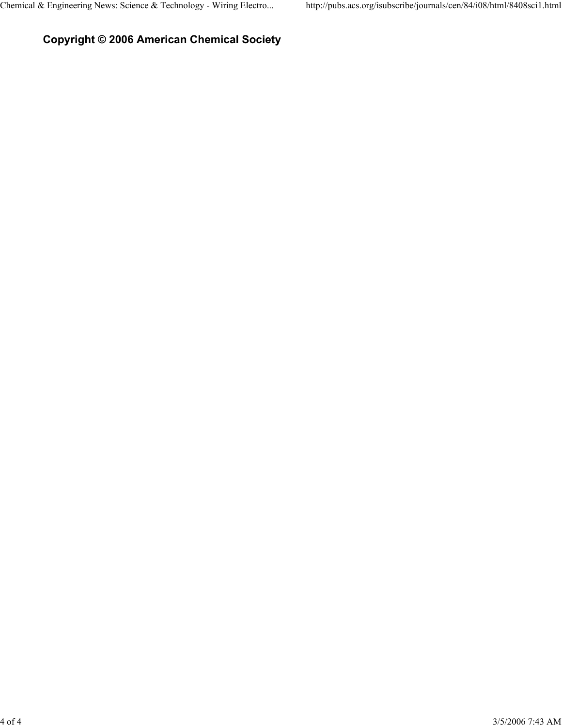**Copyright © 2006 American Chemical Society**